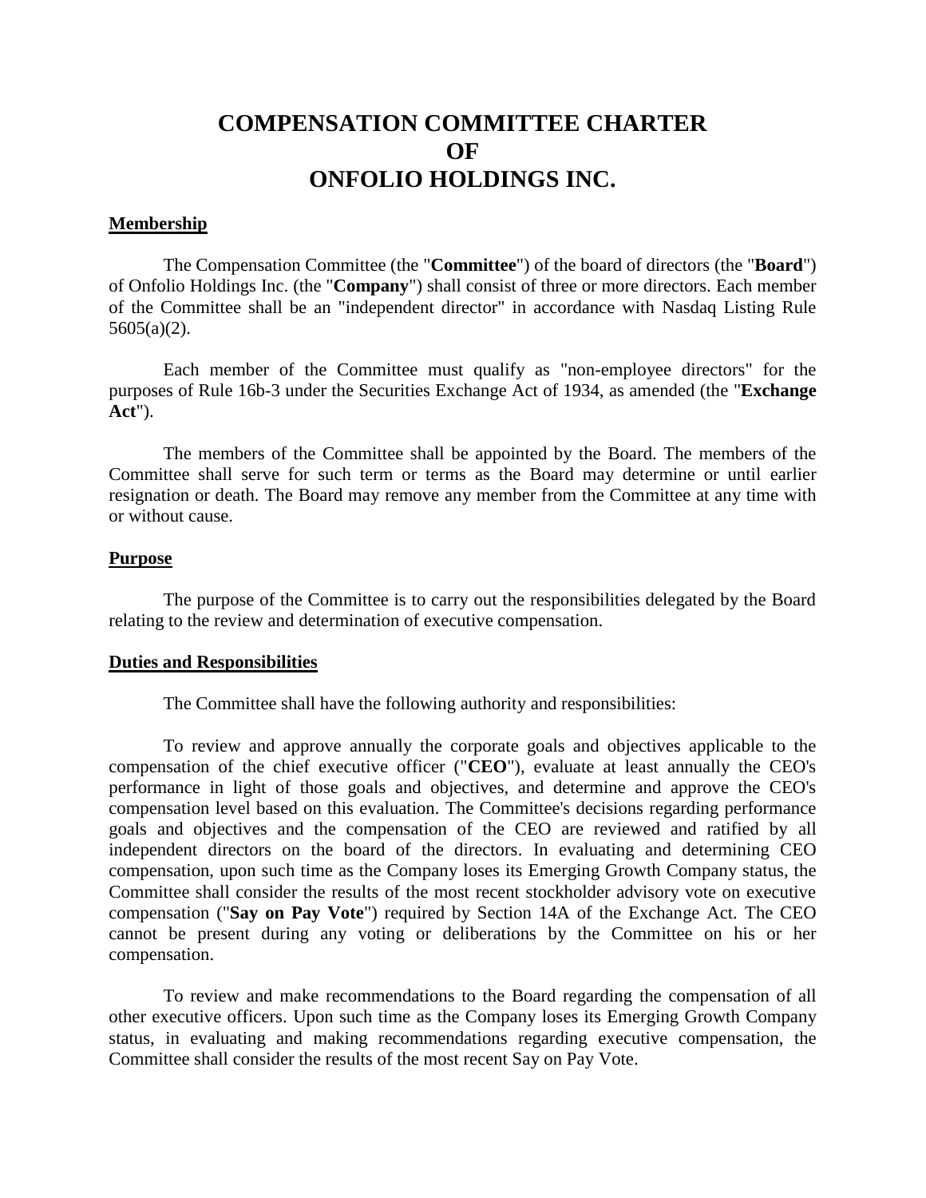# COMPENSATION COMMITTEE CHARTER OF ONFOLIO HOLDINGS INC.

## Membership

The Compensation Committee (the "**Committee**") of the board of directors (the "**Board**") of Onfolio Holdings Inc. (the "**Company**") shall consist of three or more directors. Each member of the Committee shall be an "independent director" in accordance with Nasdaq Listing Rule 5605(a)(2).

Each member of the Committee must qualify as "non-employee directors" for the purposes of Rule 16b-3 under the Securities Exchange Act of 1934, as amended (the "**Exchange Act**").

The members of the Committee shall be appointed by the Board. The members of the Committee shall serve for such term or terms as the Board may determine or until earlier resignation or death. The Board may remove any member from the Committee at any time with or without cause.

## Purpose

The purpose of the Committee is to carry out the responsibilities delegated by the Board relating to the review and determination of executive compensation.

## Duties and Responsibilities

The Committee shall have the following authority and responsibilities:

To review and approve annually the corporate goals and objectives applicable to the compensation of the chief executive officer ("**CEO**"), evaluate at least annually the CEO's performance in light of those goals and objectives, and determine and approve the CEO's compensation level based on this evaluation. The Committee's decisions regarding performance goals and objectives and the compensation of the CEO are reviewed and ratified by all independent directors on the board of the directors. In evaluating and determining CEO compensation, upon such time as the Company loses its Emerging Growth Company status, the Committee shall consider the results of the most recent stockholder advisory vote on executive compensation ("**Say on Pay Vote**") required by Section 14A of the Exchange Act. The CEO cannot be present during any voting or deliberations by the Committee on his or her compensation.

To review and make recommendations to the Board regarding the compensation of all other executive officers. Upon such time as the Company loses its Emerging Growth Company status, in evaluating and making recommendations regarding executive compensation, the Committee shall consider the results of the most recent Say on Pay Vote.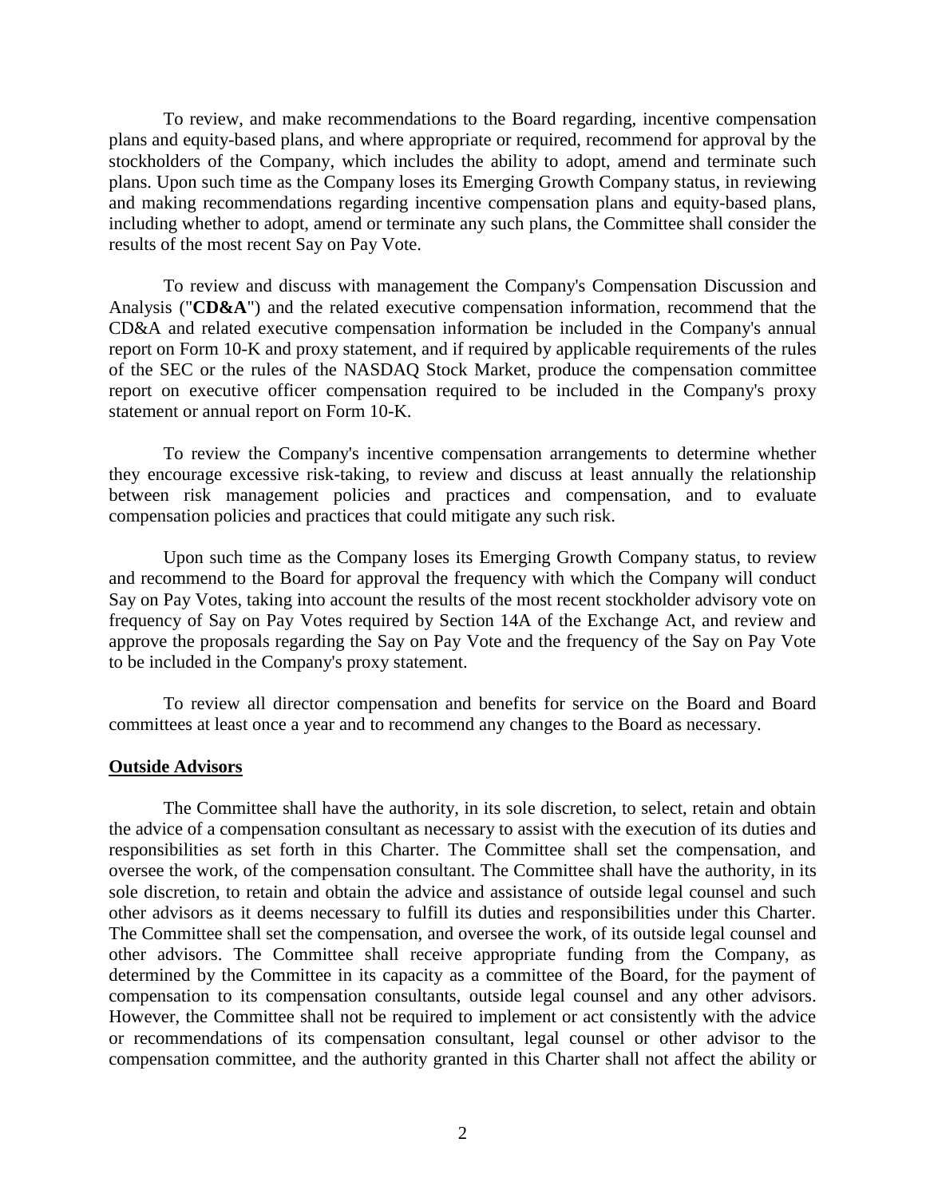To review, and make recommendations to the Board regarding, incentive compensation plans and equity-based plans, and where appropriate or required, recommend for approval by the stockholders of the Company, which includes the ability to adopt, amend and terminate such plans. Upon such time as the Company loses its Emerging Growth Company status, in reviewing and making recommendations regarding incentive compensation plans and equity-based plans, including whether to adopt, amend or terminate any such plans, the Committee shall consider the results of the most recent Say on Pay Vote.

To review and discuss with management the Company's Compensation Discussion and Analysis ("**CD&A**") and the related executive compensation information, recommend that the CD&A and related executive compensation information be included in the Company's annual report on Form 10-K and proxy statement, and if required by applicable requirements of the rules of the SEC or the rules of the NASDAQ Stock Market, produce the compensation committee report on executive officer compensation required to be included in the Company's proxy statement or annual report on Form 10-K.

To review the Company's incentive compensation arrangements to determine whether they encourage excessive risk-taking, to review and discuss at least annually the relationship between risk management policies and practices and compensation, and to evaluate compensation policies and practices that could mitigate any such risk.

Upon such time as the Company loses its Emerging Growth Company status, to review and recommend to the Board for approval the frequency with which the Company will conduct Say on Pay Votes, taking into account the results of the most recent stockholder advisory vote on frequency of Say on Pay Votes required by Section 14A of the Exchange Act, and review and approve the proposals regarding the Say on Pay Vote and the frequency of the Say on Pay Vote to be included in the Company's proxy statement.

To review all director compensation and benefits for service on the Board and Board committees at least once a year and to recommend any changes to the Board as necessary.

**Outside Advisors**

The Committee shall have the authority, in its sole discretion, to select, retain and obtain the advice of a compensation consultant as necessary to assist with the execution of its duties and responsibilities as set forth in this Charter. The Committee shall set the compensation, and oversee the work, of the compensation consultant. The Committee shall have the authority, in its sole discretion, to retain and obtain the advice and assistance of outside legal counsel and such other advisors as it deems necessary to fulfill its duties and responsibilities under this Charter. The Committee shall set the compensation, and oversee the work, of its outside legal counsel and other advisors. The Committee shall receive appropriate funding from the Company, as determined by the Committee in its capacity as a committee of the Board, for the payment of compensation to its compensation consultants, outside legal counsel and any other advisors. However, the Committee shall not be required to implement or act consistently with the advice or recommendations of its compensation consultant, legal counsel or other advisor to the compensation committee, and the authority granted in this Charter shall not affect the ability or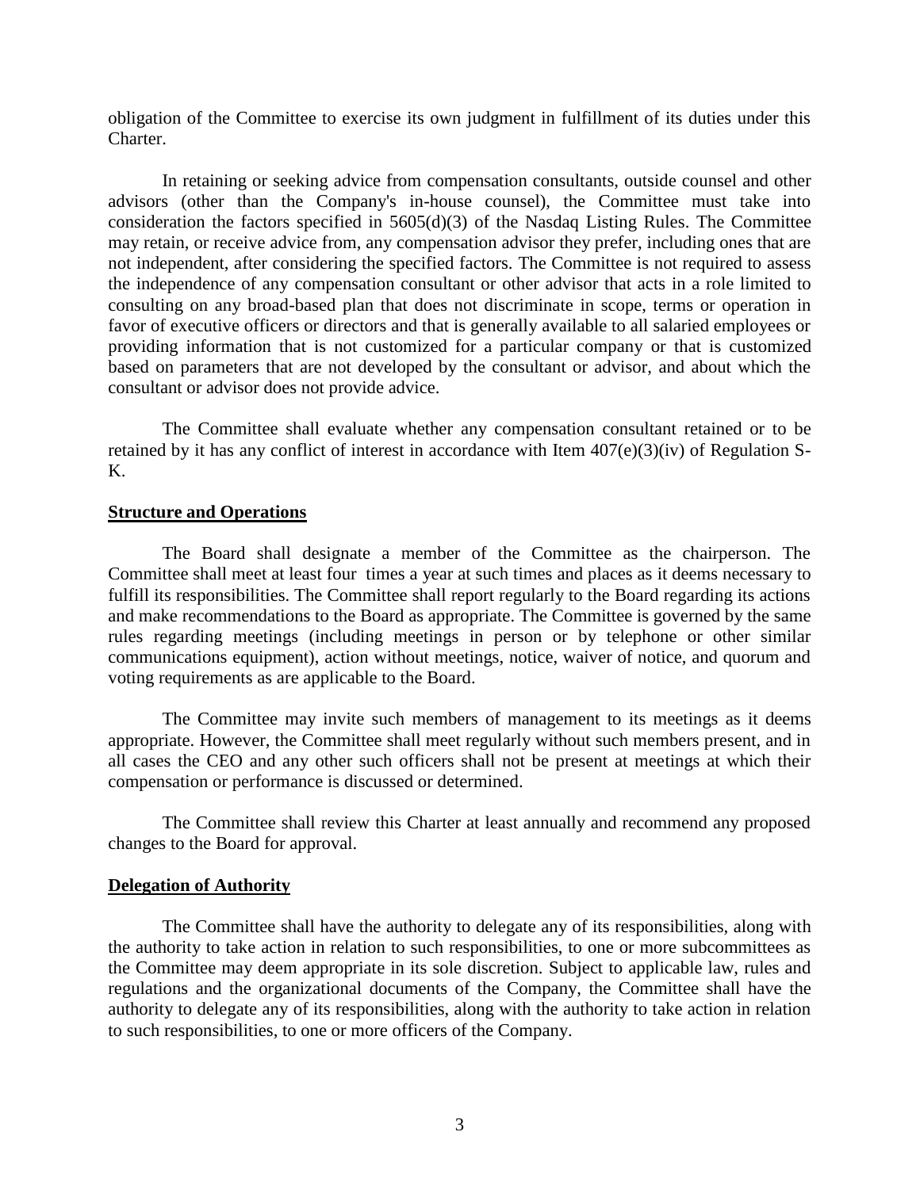obligation of the Committee to exercise its own judgment in fulfillment of its duties under this Charter.

In retaining or seeking advice from compensation consultants, outside counsel and other advisors (other than the Company's in-house counsel), the Committee must take into consideration the factors specified in 5605(d)(3) of the Nasdaq Listing Rules. The Committee may retain, or receive advice from, any compensation advisor they prefer, including ones that are not independent, after considering the specified factors. The Committee is not required to assess the independence of any compensation consultant or other advisor that acts in a role limited to consulting on any broad-based plan that does not discriminate in scope, terms or operation in favor of executive officers or directors and that is generally available to all salaried employees or providing information that is not customized for a particular company or that is customized based on parameters that are not developed by the consultant or advisor, and about which the consultant or advisor does not provide advice.

The Committee shall evaluate whether any compensation consultant retained or to be retained by it has any conflict of interest in accordance with Item 407(e)(3)(iv) of Regulation S-K.

**Structure and Operations**

The Board shall designate a member of the Committee as the chairperson. The Committee shall meet at least four times a year at such times and places as it deems necessary to fulfill its responsibilities. The Committee shall report regularly to the Board regarding its actions and make recommendations to the Board as appropriate. The Committee is governed by the same rules regarding meetings (including meetings in person or by telephone or other similar communications equipment), action without meetings, notice, waiver of notice, and quorum and voting requirements as are applicable to the Board.

The Committee may invite such members of management to its meetings as it deems appropriate. However, the Committee shall meet regularly without such members present, and in all cases the CEO and any other such officers shall not be present at meetings at which their compensation or performance is discussed or determined.

The Committee shall review this Charter at least annually and recommend any proposed changes to the Board for approval.

**Delegation of Authority**

The Committee shall have the authority to delegate any of its responsibilities, along with the authority to take action in relation to such responsibilities, to one or more subcommittees as the Committee may deem appropriate in its sole discretion. Subject to applicable law, rules and regulations and the organizational documents of the Company, the Committee shall have the authority to delegate any of its responsibilities, along with the authority to take action in relation to such responsibilities, to one or more officers of the Company.